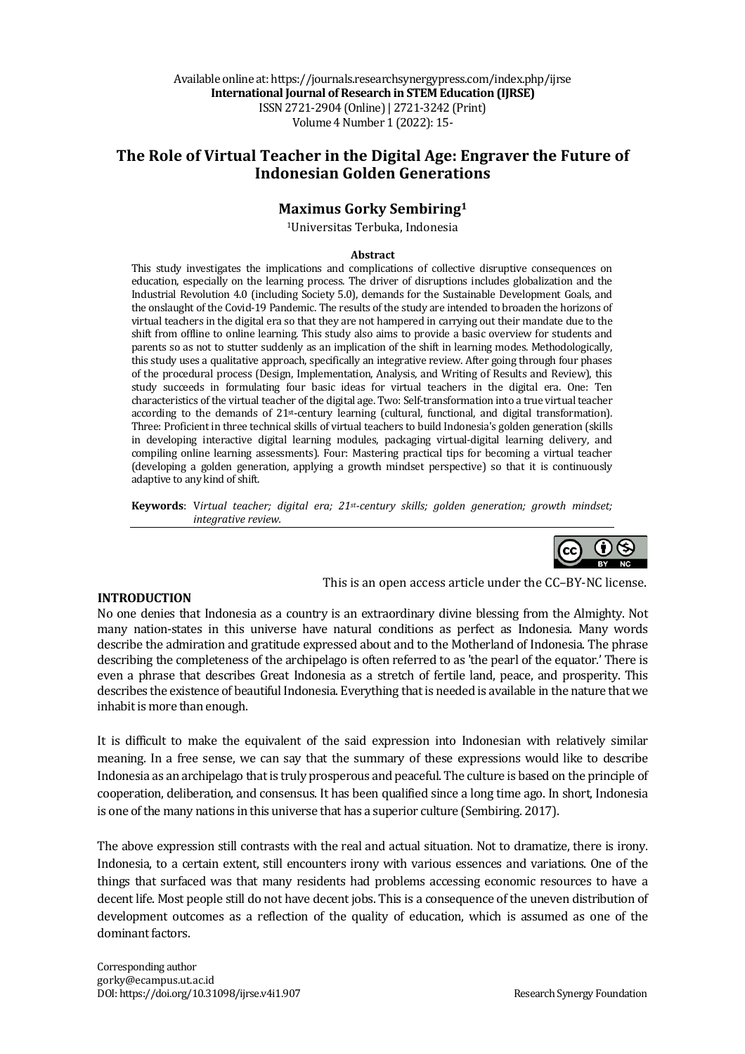# The Role of Virtual Teacher in the Digital Age: Engraver the Future of Indonesian Golden Generations

**Maximus Gorky Sembiring[1]**

[1]Universitas Terbuka, Indonesia

**Abstract**

This study investigates the implications and complications of collective disruptive consequences on education, especially on the learning process. The driver of disruptions includes globalization and the Industrial Revolution 4.0 (including Society 5.0), demands for the Sustainable Development Goals, and the onslaught of the Covid-19 Pandemic. The results of the study are intended to broaden the horizons of virtual teachers in the digital era so that they are not hampered in carrying out their mandate due to the shift from offline to online learning. This study also aims to provide a basic overview for students and parents so as not to stutter suddenly as an implication of the shift in learning modes. Methodologically, this study uses a qualitative approach, specifically an integrative review. After going through four phases of the procedural process (Design, Implementation, Analysis, and Writing of Results and Review), this study succeeds in formulating four basic ideas for virtual teachers in the digital era. One: Ten characteristics of the virtual teacher of the digital age. Two: Self-transformation into a true virtual teacher according to the demands of 21st-century learning (cultural, functional, and digital transformation). Three: Proficient in three technical skills of virtual teachers to build Indonesia's golden generation (skills in developing interactive digital learning modules, packaging virtual-digital learning delivery, and compiling online learning assessments). Four: Mastering practical tips for becoming a virtual teacher (developing a golden generation, applying a growth mindset perspective) so that it is continuously adaptive to any kind of shift.

**Keywords**: *Virtual teacher; digital era; 21st-century skills; golden generation; growth mindset; integrative review.*

This is an open access article under the CC–BY-NC license.

## INTRODUCTION

No one denies that Indonesia as a country is an extraordinary divine blessing from the Almighty. Not many nation-states in this universe have natural conditions as perfect as Indonesia. Many words describe the admiration and gratitude expressed about and to the Motherland of Indonesia. The phrase describing the completeness of the archipelago is often referred to as 'the pearl of the equator.' There is even a phrase that describes Great Indonesia as a stretch of fertile land, peace, and prosperity. This describes the existence of beautiful Indonesia. Everything that is needed is available in the nature that we inhabit is more than enough.

It is difficult to make the equivalent of the said expression into Indonesian with relatively similar meaning. In a free sense, we can say that the summary of these expressions would like to describe Indonesia as an archipelago that is truly prosperous and peaceful. The culture is based on the principle of cooperation, deliberation, and consensus. It has been qualified since a long time ago. In short, Indonesia is one of the many nations in this universe that has a superior culture (Sembiring. 2017).

The above expression still contrasts with the real and actual situation. Not to dramatize, there is irony. Indonesia, to a certain extent, still encounters irony with various essences and variations. One of the things that surfaced was that many residents had problems accessing economic resources to have a decent life. Most people still do not have decent jobs. This is a consequence of the uneven distribution of development outcomes as a reflection of the quality of education, which is assumed as one of the dominant factors.

Corresponding author
gorky@ecampus.ut.ac.id
DOI: https://doi.org/10.31098/ijrse.v4i1.907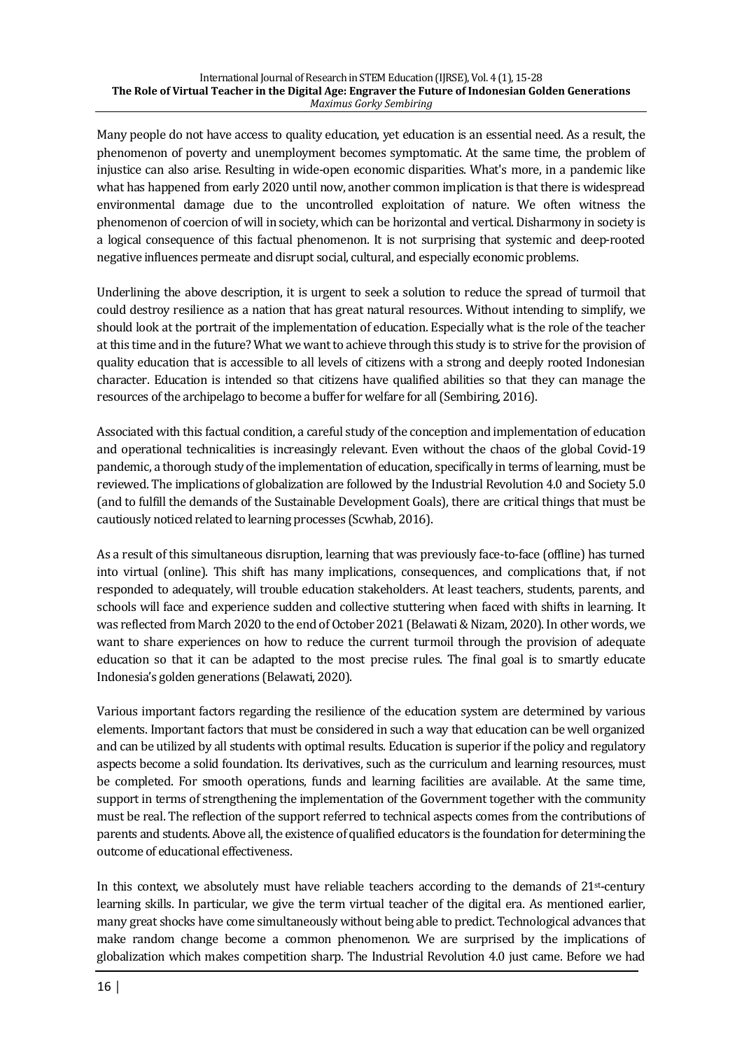Many people do not have access to quality education, yet education is an essential need. As a result, the phenomenon of poverty and unemployment becomes symptomatic. At the same time, the problem of injustice can also arise. Resulting in wide-open economic disparities. What's more, in a pandemic like what has happened from early 2020 until now, another common implication is that there is widespread environmental damage due to the uncontrolled exploitation of nature. We often witness the phenomenon of coercion of will in society, which can be horizontal and vertical. Disharmony in society is a logical consequence of this factual phenomenon. It is not surprising that systemic and deep-rooted negative influences permeate and disrupt social, cultural, and especially economic problems.

Underlining the above description, it is urgent to seek a solution to reduce the spread of turmoil that could destroy resilience as a nation that has great natural resources. Without intending to simplify, we should look at the portrait of the implementation of education. Especially what is the role of the teacher at this time and in the future? What we want to achieve through this study is to strive for the provision of quality education that is accessible to all levels of citizens with a strong and deeply rooted Indonesian character. Education is intended so that citizens have qualified abilities so that they can manage the resources of the archipelago to become a buffer for welfare for all (Sembiring, 2016).

Associated with this factual condition, a careful study of the conception and implementation of education and operational technicalities is increasingly relevant. Even without the chaos of the global Covid-19 pandemic, a thorough study of the implementation of education, specifically in terms of learning, must be reviewed. The implications of globalization are followed by the Industrial Revolution 4.0 and Society 5.0 (and to fulfill the demands of the Sustainable Development Goals), there are critical things that must be cautiously noticed related to learning processes (Scwhab, 2016).

As a result of this simultaneous disruption, learning that was previously face-to-face (offline) has turned into virtual (online). This shift has many implications, consequences, and complications that, if not responded to adequately, will trouble education stakeholders. At least teachers, students, parents, and schools will face and experience sudden and collective stuttering when faced with shifts in learning. It was reflected from March 2020 to the end of October 2021 (Belawati & Nizam, 2020). In other words, we want to share experiences on how to reduce the current turmoil through the provision of adequate education so that it can be adapted to the most precise rules. The final goal is to smartly educate Indonesia's golden generations (Belawati, 2020).

Various important factors regarding the resilience of the education system are determined by various elements. Important factors that must be considered in such a way that education can be well organized and can be utilized by all students with optimal results. Education is superior if the policy and regulatory aspects become a solid foundation. Its derivatives, such as the curriculum and learning resources, must be completed. For smooth operations, funds and learning facilities are available. At the same time, support in terms of strengthening the implementation of the Government together with the community must be real. The reflection of the support referred to technical aspects comes from the contributions of parents and students. Above all, the existence of qualified educators is the foundation for determining the outcome of educational effectiveness.

In this context, we absolutely must have reliable teachers according to the demands of 21st-century learning skills. In particular, we give the term virtual teacher of the digital era. As mentioned earlier, many great shocks have come simultaneously without being able to predict. Technological advances that make random change become a common phenomenon. We are surprised by the implications of globalization which makes competition sharp. The Industrial Revolution 4.0 just came. Before we had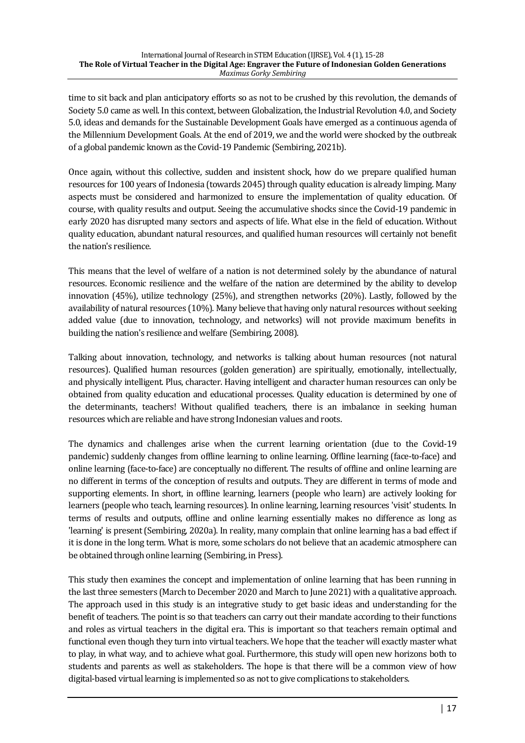time to sit back and plan anticipatory efforts so as not to be crushed by this revolution, the demands of Society 5.0 came as well. In this context, between Globalization, the Industrial Revolution 4.0, and Society 5.0, ideas and demands for the Sustainable Development Goals have emerged as a continuous agenda of the Millennium Development Goals. At the end of 2019, we and the world were shocked by the outbreak of a global pandemic known as the Covid-19 Pandemic (Sembiring, 2021b).

Once again, without this collective, sudden and insistent shock, how do we prepare qualified human resources for 100 years of Indonesia (towards 2045) through quality education is already limping. Many aspects must be considered and harmonized to ensure the implementation of quality education. Of course, with quality results and output. Seeing the accumulative shocks since the Covid-19 pandemic in early 2020 has disrupted many sectors and aspects of life. What else in the field of education. Without quality education, abundant natural resources, and qualified human resources will certainly not benefit the nation's resilience.

This means that the level of welfare of a nation is not determined solely by the abundance of natural resources. Economic resilience and the welfare of the nation are determined by the ability to develop innovation (45%), utilize technology (25%), and strengthen networks (20%). Lastly, followed by the availability of natural resources (10%). Many believe that having only natural resources without seeking added value (due to innovation, technology, and networks) will not provide maximum benefits in building the nation's resilience and welfare (Sembiring, 2008).

Talking about innovation, technology, and networks is talking about human resources (not natural resources). Qualified human resources (golden generation) are spiritually, emotionally, intellectually, and physically intelligent. Plus, character. Having intelligent and character human resources can only be obtained from quality education and educational processes. Quality education is determined by one of the determinants, teachers! Without qualified teachers, there is an imbalance in seeking human resources which are reliable and have strong Indonesian values and roots.

The dynamics and challenges arise when the current learning orientation (due to the Covid-19 pandemic) suddenly changes from offline learning to online learning. Offline learning (face-to-face) and online learning (face-to-face) are conceptually no different. The results of offline and online learning are no different in terms of the conception of results and outputs. They are different in terms of mode and supporting elements. In short, in offline learning, learners (people who learn) are actively looking for learners (people who teach, learning resources). In online learning, learning resources 'visit' students. In terms of results and outputs, offline and online learning essentially makes no difference as long as 'learning' is present (Sembiring, 2020a). In reality, many complain that online learning has a bad effect if it is done in the long term. What is more, some scholars do not believe that an academic atmosphere can be obtained through online learning (Sembiring, in Press).

This study then examines the concept and implementation of online learning that has been running in the last three semesters (March to December 2020 and March to June 2021) with a qualitative approach. The approach used in this study is an integrative study to get basic ideas and understanding for the benefit of teachers. The point is so that teachers can carry out their mandate according to their functions and roles as virtual teachers in the digital era. This is important so that teachers remain optimal and functional even though they turn into virtual teachers. We hope that the teacher will exactly master what to play, in what way, and to achieve what goal. Furthermore, this study will open new horizons both to students and parents as well as stakeholders. The hope is that there will be a common view of how digital-based virtual learning is implemented so as not to give complications to stakeholders.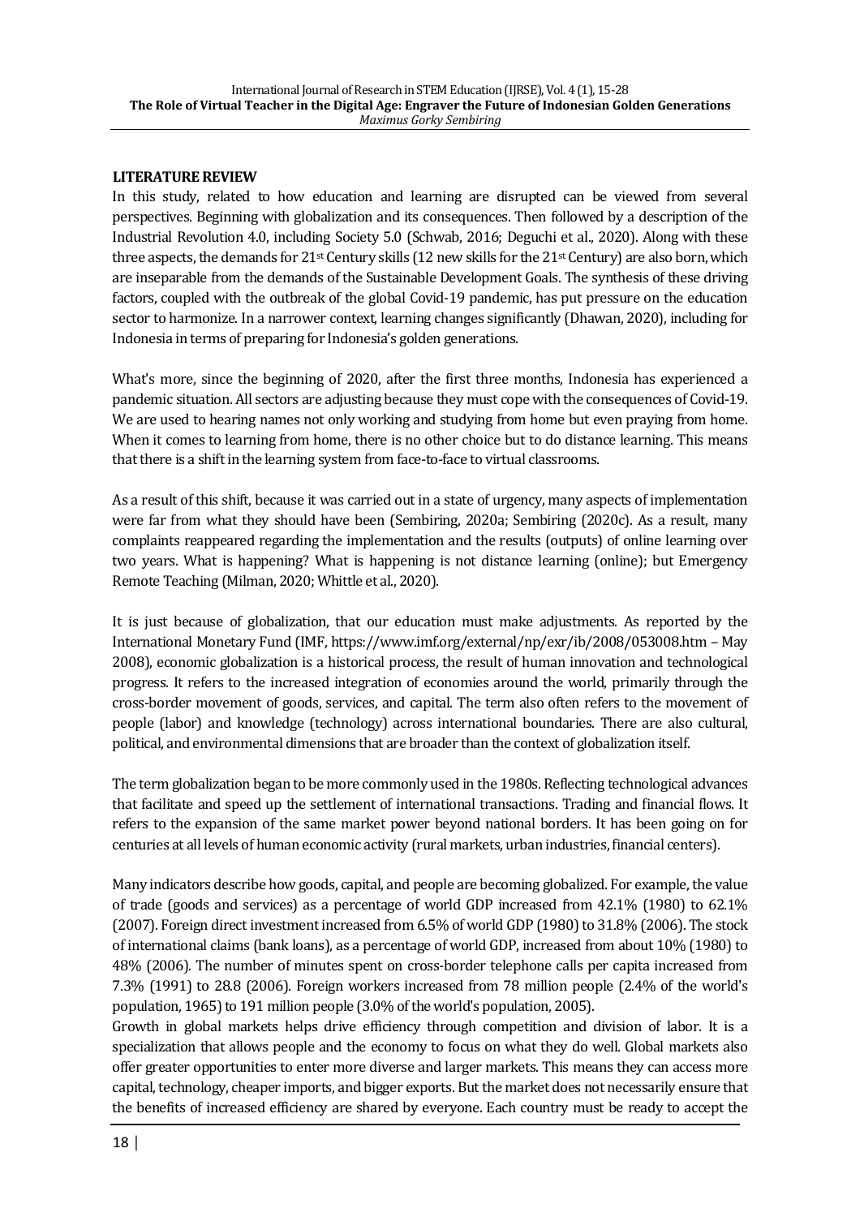## LITERATURE REVIEW

In this study, related to how education and learning are disrupted can be viewed from several perspectives. Beginning with globalization and its consequences. Then followed by a description of the Industrial Revolution 4.0, including Society 5.0 (Schwab, 2016; Deguchi et al., 2020). Along with these three aspects, the demands for 21st Century skills (12 new skills for the 21st Century) are also born, which are inseparable from the demands of the Sustainable Development Goals. The synthesis of these driving factors, coupled with the outbreak of the global Covid-19 pandemic, has put pressure on the education sector to harmonize. In a narrower context, learning changes significantly (Dhawan, 2020), including for Indonesia in terms of preparing for Indonesia's golden generations.

What's more, since the beginning of 2020, after the first three months, Indonesia has experienced a pandemic situation. All sectors are adjusting because they must cope with the consequences of Covid-19. We are used to hearing names not only working and studying from home but even praying from home. When it comes to learning from home, there is no other choice but to do distance learning. This means that there is a shift in the learning system from face-to-face to virtual classrooms.

As a result of this shift, because it was carried out in a state of urgency, many aspects of implementation were far from what they should have been (Sembiring, 2020a; Sembiring (2020c). As a result, many complaints reappeared regarding the implementation and the results (outputs) of online learning over two years. What is happening? What is happening is not distance learning (online); but Emergency Remote Teaching (Milman, 2020; Whittle et al., 2020).

It is just because of globalization, that our education must make adjustments. As reported by the International Monetary Fund (IMF, https://www.imf.org/external/np/exr/ib/2008/053008.htm – May 2008), economic globalization is a historical process, the result of human innovation and technological progress. It refers to the increased integration of economies around the world, primarily through the cross-border movement of goods, services, and capital. The term also often refers to the movement of people (labor) and knowledge (technology) across international boundaries. There are also cultural, political, and environmental dimensions that are broader than the context of globalization itself.

The term globalization began to be more commonly used in the 1980s. Reflecting technological advances that facilitate and speed up the settlement of international transactions. Trading and financial flows. It refers to the expansion of the same market power beyond national borders. It has been going on for centuries at all levels of human economic activity (rural markets, urban industries, financial centers).

Many indicators describe how goods, capital, and people are becoming globalized. For example, the value of trade (goods and services) as a percentage of world GDP increased from 42.1% (1980) to 62.1% (2007). Foreign direct investment increased from 6.5% of world GDP (1980) to 31.8% (2006). The stock of international claims (bank loans), as a percentage of world GDP, increased from about 10% (1980) to 48% (2006). The number of minutes spent on cross-border telephone calls per capita increased from 7.3% (1991) to 28.8 (2006). Foreign workers increased from 78 million people (2.4% of the world's population, 1965) to 191 million people (3.0% of the world's population, 2005).

Growth in global markets helps drive efficiency through competition and division of labor. It is a specialization that allows people and the economy to focus on what they do well. Global markets also offer greater opportunities to enter more diverse and larger markets. This means they can access more capital, technology, cheaper imports, and bigger exports. But the market does not necessarily ensure that the benefits of increased efficiency are shared by everyone. Each country must be ready to accept the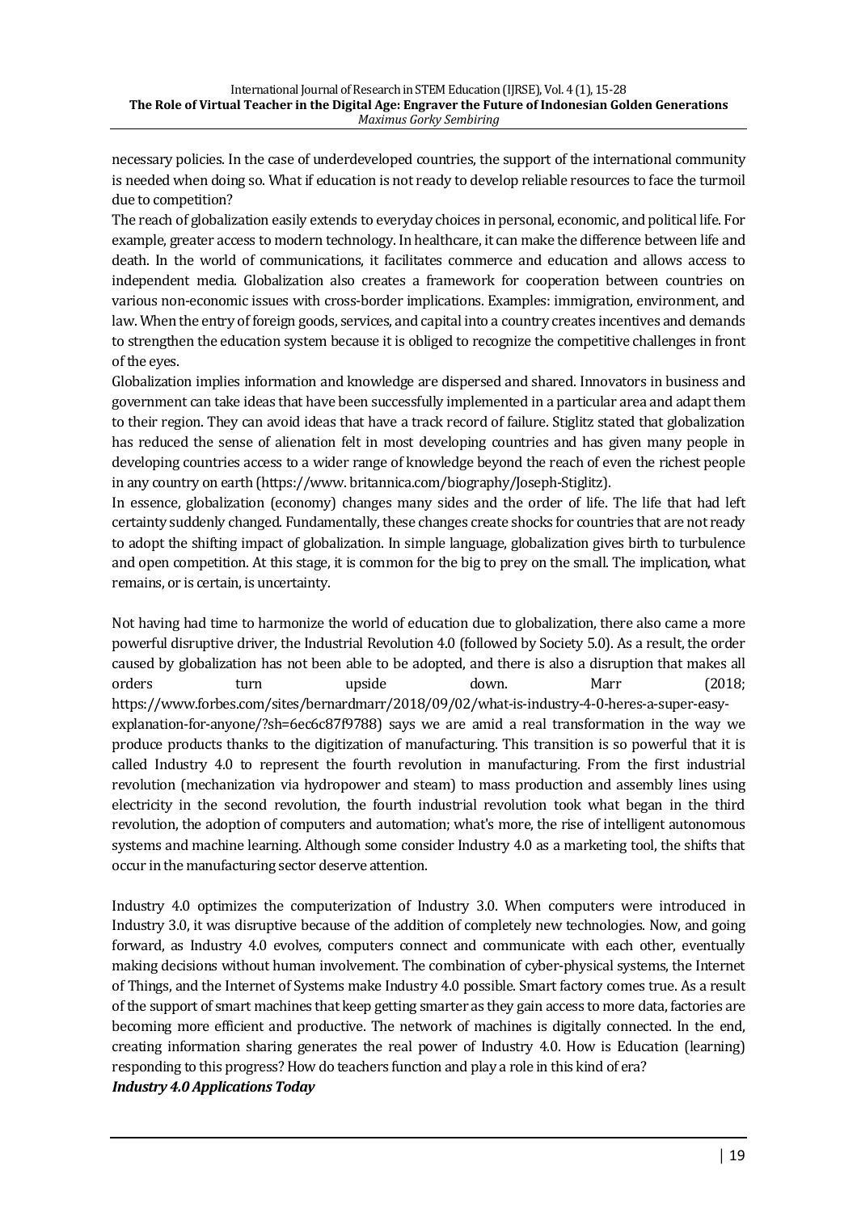necessary policies. In the case of underdeveloped countries, the support of the international community is needed when doing so. What if education is not ready to develop reliable resources to face the turmoil due to competition?

The reach of globalization easily extends to everyday choices in personal, economic, and political life. For example, greater access to modern technology. In healthcare, it can make the difference between life and death. In the world of communications, it facilitates commerce and education and allows access to independent media. Globalization also creates a framework for cooperation between countries on various non-economic issues with cross-border implications. Examples: immigration, environment, and law. When the entry of foreign goods, services, and capital into a country creates incentives and demands to strengthen the education system because it is obliged to recognize the competitive challenges in front of the eyes.

Globalization implies information and knowledge are dispersed and shared. Innovators in business and government can take ideas that have been successfully implemented in a particular area and adapt them to their region. They can avoid ideas that have a track record of failure. Stiglitz stated that globalization has reduced the sense of alienation felt in most developing countries and has given many people in developing countries access to a wider range of knowledge beyond the reach of even the richest people in any country on earth (https://www. britannica.com/biography/Joseph-Stiglitz).

In essence, globalization (economy) changes many sides and the order of life. The life that had left certainty suddenly changed. Fundamentally, these changes create shocks for countries that are not ready to adopt the shifting impact of globalization. In simple language, globalization gives birth to turbulence and open competition. At this stage, it is common for the big to prey on the small. The implication, what remains, or is certain, is uncertainty.

Not having had time to harmonize the world of education due to globalization, there also came a more powerful disruptive driver, the Industrial Revolution 4.0 (followed by Society 5.0). As a result, the order caused by globalization has not been able to be adopted, and there is also a disruption that makes all orders turn upside down. Marr (2018; https://www.forbes.com/sites/bernardmarr/2018/09/02/what-is-industry-4-0-heres-a-super-easy-explanation-for-anyone/?sh=6ec6c87f9788) says we are amid a real transformation in the way we produce products thanks to the digitization of manufacturing. This transition is so powerful that it is called Industry 4.0 to represent the fourth revolution in manufacturing. From the first industrial revolution (mechanization via hydropower and steam) to mass production and assembly lines using electricity in the second revolution, the fourth industrial revolution took what began in the third revolution, the adoption of computers and automation; what's more, the rise of intelligent autonomous systems and machine learning. Although some consider Industry 4.0 as a marketing tool, the shifts that occur in the manufacturing sector deserve attention.

Industry 4.0 optimizes the computerization of Industry 3.0. When computers were introduced in Industry 3.0, it was disruptive because of the addition of completely new technologies. Now, and going forward, as Industry 4.0 evolves, computers connect and communicate with each other, eventually making decisions without human involvement. The combination of cyber-physical systems, the Internet of Things, and the Internet of Systems make Industry 4.0 possible. Smart factory comes true. As a result of the support of smart machines that keep getting smarter as they gain access to more data, factories are becoming more efficient and productive. The network of machines is digitally connected. In the end, creating information sharing generates the real power of Industry 4.0. How is Education (learning) responding to this progress? How do teachers function and play a role in this kind of era?

***Industry 4.0 Applications Today***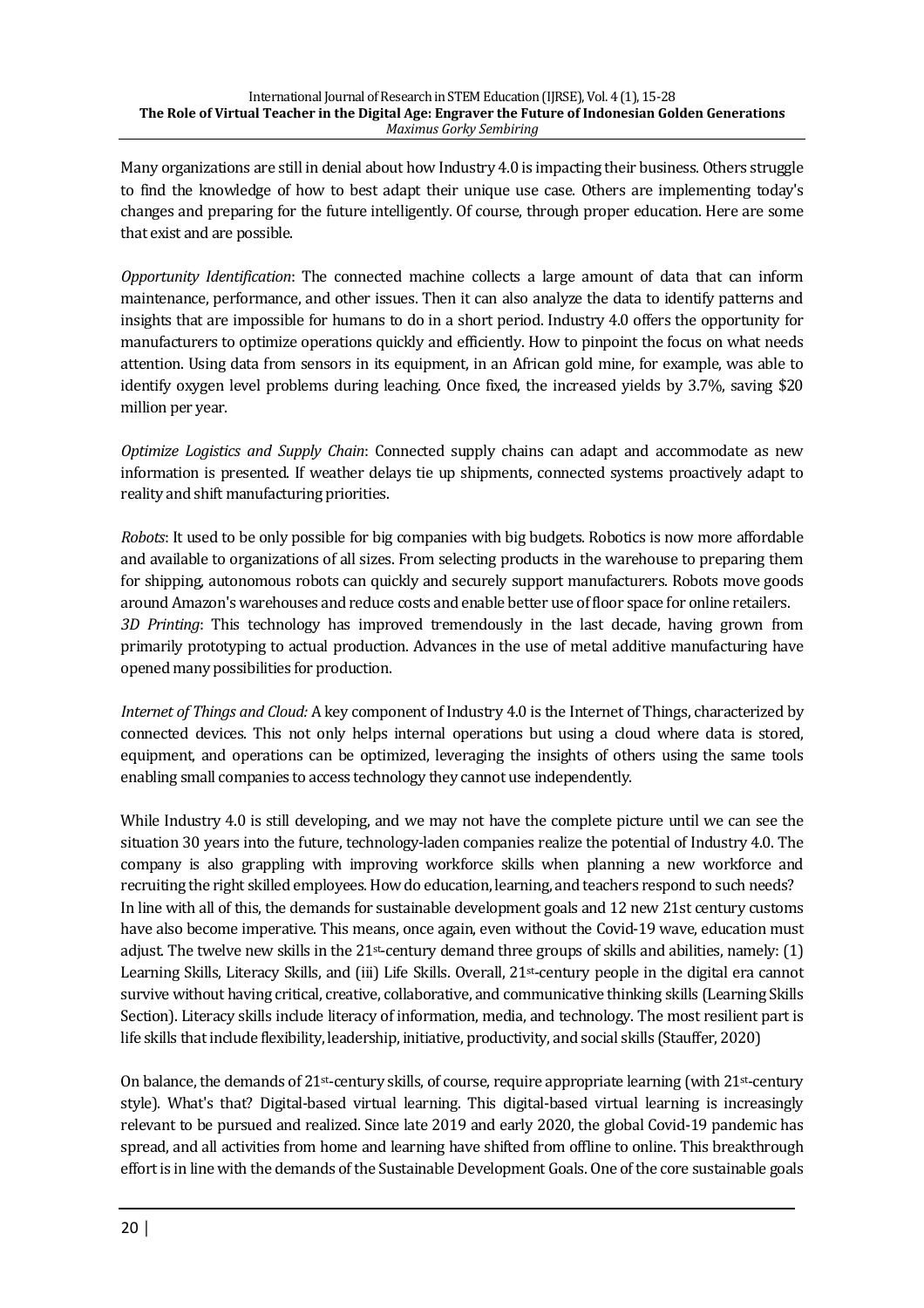Many organizations are still in denial about how Industry 4.0 is impacting their business. Others struggle to find the knowledge of how to best adapt their unique use case. Others are implementing today's changes and preparing for the future intelligently. Of course, through proper education. Here are some that exist and are possible.

*Opportunity Identification*: The connected machine collects a large amount of data that can inform maintenance, performance, and other issues. Then it can also analyze the data to identify patterns and insights that are impossible for humans to do in a short period. Industry 4.0 offers the opportunity for manufacturers to optimize operations quickly and efficiently. How to pinpoint the focus on what needs attention. Using data from sensors in its equipment, in an African gold mine, for example, was able to identify oxygen level problems during leaching. Once fixed, the increased yields by 3.7%, saving $20 million per year.

*Optimize Logistics and Supply Chain*: Connected supply chains can adapt and accommodate as new information is presented. If weather delays tie up shipments, connected systems proactively adapt to reality and shift manufacturing priorities.

*Robots*: It used to be only possible for big companies with big budgets. Robotics is now more affordable and available to organizations of all sizes. From selecting products in the warehouse to preparing them for shipping, autonomous robots can quickly and securely support manufacturers. Robots move goods around Amazon's warehouses and reduce costs and enable better use of floor space for online retailers.
*3D Printing*: This technology has improved tremendously in the last decade, having grown from primarily prototyping to actual production. Advances in the use of metal additive manufacturing have opened many possibilities for production.

*Internet of Things and Cloud:* A key component of Industry 4.0 is the Internet of Things, characterized by connected devices. This not only helps internal operations but using a cloud where data is stored, equipment, and operations can be optimized, leveraging the insights of others using the same tools enabling small companies to access technology they cannot use independently.

While Industry 4.0 is still developing, and we may not have the complete picture until we can see the situation 30 years into the future, technology-laden companies realize the potential of Industry 4.0. The company is also grappling with improving workforce skills when planning a new workforce and recruiting the right skilled employees. How do education, learning, and teachers respond to such needs?
In line with all of this, the demands for sustainable development goals and 12 new 21st century customs have also become imperative. This means, once again, even without the Covid-19 wave, education must adjust. The twelve new skills in the 21st-century demand three groups of skills and abilities, namely: (1) Learning Skills, Literacy Skills, and (iii) Life Skills. Overall, 21st-century people in the digital era cannot survive without having critical, creative, collaborative, and communicative thinking skills (Learning Skills Section). Literacy skills include literacy of information, media, and technology. The most resilient part is life skills that include flexibility, leadership, initiative, productivity, and social skills (Stauffer, 2020)

On balance, the demands of 21st-century skills, of course, require appropriate learning (with 21st-century style). What's that? Digital-based virtual learning. This digital-based virtual learning is increasingly relevant to be pursued and realized. Since late 2019 and early 2020, the global Covid-19 pandemic has spread, and all activities from home and learning have shifted from offline to online. This breakthrough effort is in line with the demands of the Sustainable Development Goals. One of the core sustainable goals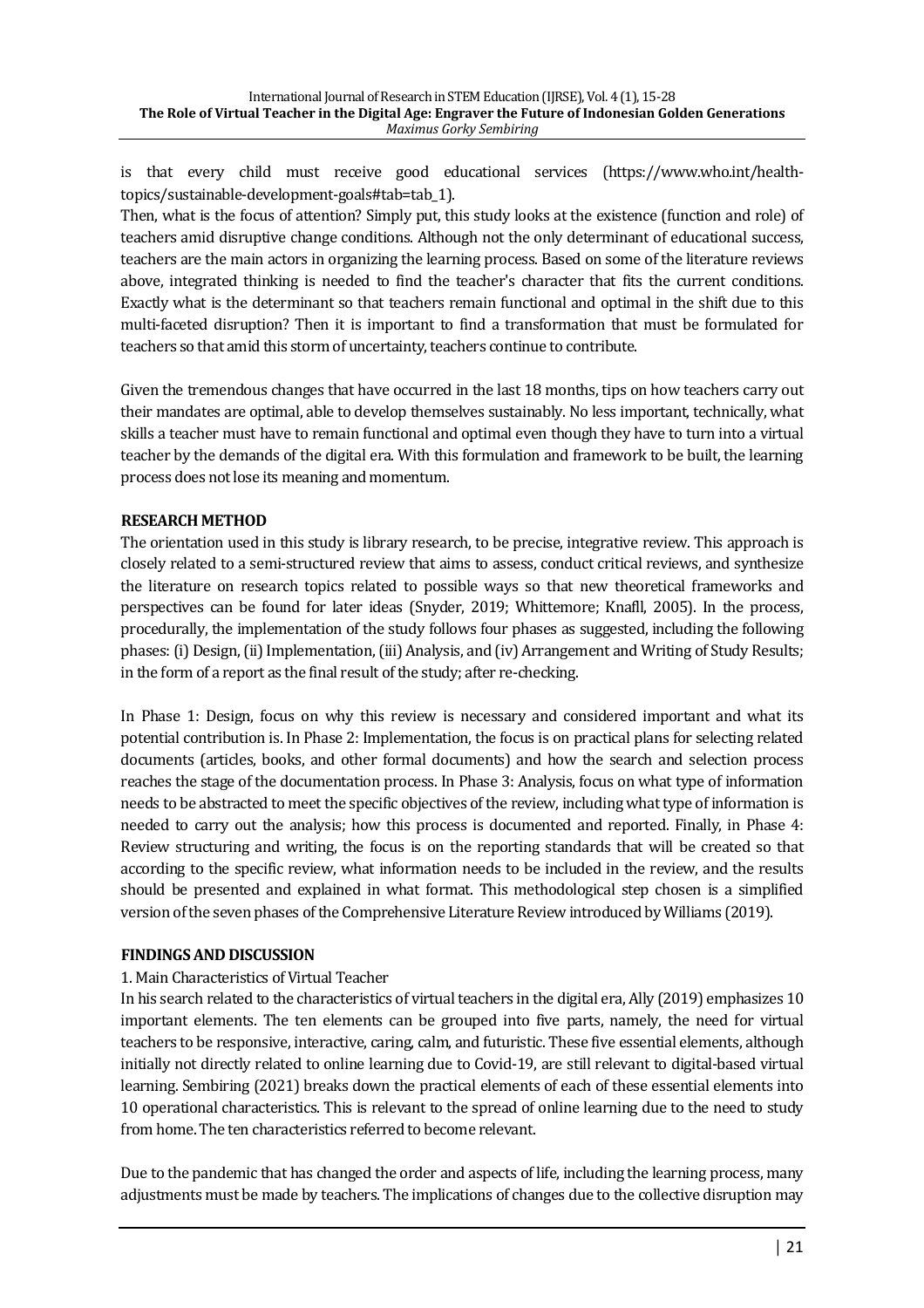is that every child must receive good educational services (https://www.who.int/health-topics/sustainable-development-goals#tab=tab_1).

Then, what is the focus of attention? Simply put, this study looks at the existence (function and role) of teachers amid disruptive change conditions. Although not the only determinant of educational success, teachers are the main actors in organizing the learning process. Based on some of the literature reviews above, integrated thinking is needed to find the teacher's character that fits the current conditions. Exactly what is the determinant so that teachers remain functional and optimal in the shift due to this multi-faceted disruption? Then it is important to find a transformation that must be formulated for teachers so that amid this storm of uncertainty, teachers continue to contribute.

Given the tremendous changes that have occurred in the last 18 months, tips on how teachers carry out their mandates are optimal, able to develop themselves sustainably. No less important, technically, what skills a teacher must have to remain functional and optimal even though they have to turn into a virtual teacher by the demands of the digital era. With this formulation and framework to be built, the learning process does not lose its meaning and momentum.

## RESEARCH METHOD

The orientation used in this study is library research, to be precise, integrative review. This approach is closely related to a semi-structured review that aims to assess, conduct critical reviews, and synthesize the literature on research topics related to possible ways so that new theoretical frameworks and perspectives can be found for later ideas (Snyder, 2019; Whittemore; Knafl, 2005). In the process, procedurally, the implementation of the study follows four phases as suggested, including the following phases: (i) Design, (ii) Implementation, (iii) Analysis, and (iv) Arrangement and Writing of Study Results; in the form of a report as the final result of the study; after re-checking.

In Phase 1: Design, focus on why this review is necessary and considered important and what its potential contribution is. In Phase 2: Implementation, the focus is on practical plans for selecting related documents (articles, books, and other formal documents) and how the search and selection process reaches the stage of the documentation process. In Phase 3: Analysis, focus on what type of information needs to be abstracted to meet the specific objectives of the review, including what type of information is needed to carry out the analysis; how this process is documented and reported. Finally, in Phase 4: Review structuring and writing, the focus is on the reporting standards that will be created so that according to the specific review, what information needs to be included in the review, and the results should be presented and explained in what format. This methodological step chosen is a simplified version of the seven phases of the Comprehensive Literature Review introduced by Williams (2019).

## FINDINGS AND DISCUSSION

### 1. Main Characteristics of Virtual Teacher

In his search related to the characteristics of virtual teachers in the digital era, Ally (2019) emphasizes 10 important elements. The ten elements can be grouped into five parts, namely, the need for virtual teachers to be responsive, interactive, caring, calm, and futuristic. These five essential elements, although initially not directly related to online learning due to Covid-19, are still relevant to digital-based virtual learning. Sembiring (2021) breaks down the practical elements of each of these essential elements into 10 operational characteristics. This is relevant to the spread of online learning due to the need to study from home. The ten characteristics referred to become relevant.

Due to the pandemic that has changed the order and aspects of life, including the learning process, many adjustments must be made by teachers. The implications of changes due to the collective disruption may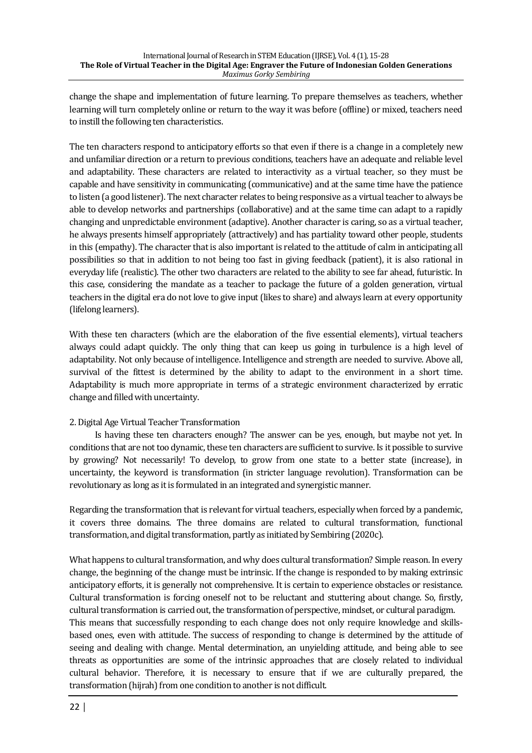change the shape and implementation of future learning. To prepare themselves as teachers, whether learning will turn completely online or return to the way it was before (offline) or mixed, teachers need to instill the following ten characteristics.

The ten characters respond to anticipatory efforts so that even if there is a change in a completely new and unfamiliar direction or a return to previous conditions, teachers have an adequate and reliable level and adaptability. These characters are related to interactivity as a virtual teacher, so they must be capable and have sensitivity in communicating (communicative) and at the same time have the patience to listen (a good listener). The next character relates to being responsive as a virtual teacher to always be able to develop networks and partnerships (collaborative) and at the same time can adapt to a rapidly changing and unpredictable environment (adaptive). Another character is caring, so as a virtual teacher, he always presents himself appropriately (attractively) and has partiality toward other people, students in this (empathy). The character that is also important is related to the attitude of calm in anticipating all possibilities so that in addition to not being too fast in giving feedback (patient), it is also rational in everyday life (realistic). The other two characters are related to the ability to see far ahead, futuristic. In this case, considering the mandate as a teacher to package the future of a golden generation, virtual teachers in the digital era do not love to give input (likes to share) and always learn at every opportunity (lifelong learners).

With these ten characters (which are the elaboration of the five essential elements), virtual teachers always could adapt quickly. The only thing that can keep us going in turbulence is a high level of adaptability. Not only because of intelligence. Intelligence and strength are needed to survive. Above all, survival of the fittest is determined by the ability to adapt to the environment in a short time. Adaptability is much more appropriate in terms of a strategic environment characterized by erratic change and filled with uncertainty.

2. Digital Age Virtual Teacher Transformation

Is having these ten characters enough? The answer can be yes, enough, but maybe not yet. In conditions that are not too dynamic, these ten characters are sufficient to survive. Is it possible to survive by growing? Not necessarily! To develop, to grow from one state to a better state (increase), in uncertainty, the keyword is transformation (in stricter language revolution). Transformation can be revolutionary as long as it is formulated in an integrated and synergistic manner.

Regarding the transformation that is relevant for virtual teachers, especially when forced by a pandemic, it covers three domains. The three domains are related to cultural transformation, functional transformation, and digital transformation, partly as initiated by Sembiring (2020c).

What happens to cultural transformation, and why does cultural transformation? Simple reason. In every change, the beginning of the change must be intrinsic. If the change is responded to by making extrinsic anticipatory efforts, it is generally not comprehensive. It is certain to experience obstacles or resistance. Cultural transformation is forcing oneself not to be reluctant and stuttering about change. So, firstly, cultural transformation is carried out, the transformation of perspective, mindset, or cultural paradigm. This means that successfully responding to each change does not only require knowledge and skills-based ones, even with attitude. The success of responding to change is determined by the attitude of seeing and dealing with change. Mental determination, an unyielding attitude, and being able to see threats as opportunities are some of the intrinsic approaches that are closely related to individual cultural behavior. Therefore, it is necessary to ensure that if we are culturally prepared, the transformation (hijrah) from one condition to another is not difficult.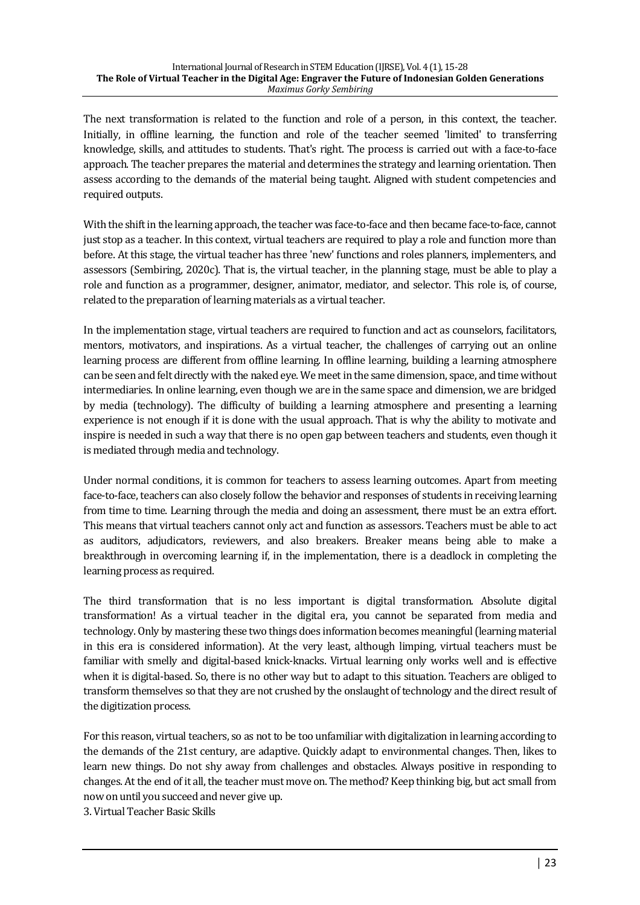The next transformation is related to the function and role of a person, in this context, the teacher. Initially, in offline learning, the function and role of the teacher seemed 'limited' to transferring knowledge, skills, and attitudes to students. That's right. The process is carried out with a face-to-face approach. The teacher prepares the material and determines the strategy and learning orientation. Then assess according to the demands of the material being taught. Aligned with student competencies and required outputs.

With the shift in the learning approach, the teacher was face-to-face and then became face-to-face, cannot just stop as a teacher. In this context, virtual teachers are required to play a role and function more than before. At this stage, the virtual teacher has three 'new' functions and roles planners, implementers, and assessors (Sembiring, 2020c). That is, the virtual teacher, in the planning stage, must be able to play a role and function as a programmer, designer, animator, mediator, and selector. This role is, of course, related to the preparation of learning materials as a virtual teacher.

In the implementation stage, virtual teachers are required to function and act as counselors, facilitators, mentors, motivators, and inspirations. As a virtual teacher, the challenges of carrying out an online learning process are different from offline learning. In offline learning, building a learning atmosphere can be seen and felt directly with the naked eye. We meet in the same dimension, space, and time without intermediaries. In online learning, even though we are in the same space and dimension, we are bridged by media (technology). The difficulty of building a learning atmosphere and presenting a learning experience is not enough if it is done with the usual approach. That is why the ability to motivate and inspire is needed in such a way that there is no open gap between teachers and students, even though it is mediated through media and technology.

Under normal conditions, it is common for teachers to assess learning outcomes. Apart from meeting face-to-face, teachers can also closely follow the behavior and responses of students in receiving learning from time to time. Learning through the media and doing an assessment, there must be an extra effort. This means that virtual teachers cannot only act and function as assessors. Teachers must be able to act as auditors, adjudicators, reviewers, and also breakers. Breaker means being able to make a breakthrough in overcoming learning if, in the implementation, there is a deadlock in completing the learning process as required.

The third transformation that is no less important is digital transformation. Absolute digital transformation! As a virtual teacher in the digital era, you cannot be separated from media and technology. Only by mastering these two things does information becomes meaningful (learning material in this era is considered information). At the very least, although limping, virtual teachers must be familiar with smelly and digital-based knick-knacks. Virtual learning only works well and is effective when it is digital-based. So, there is no other way but to adapt to this situation. Teachers are obliged to transform themselves so that they are not crushed by the onslaught of technology and the direct result of the digitization process.

For this reason, virtual teachers, so as not to be too unfamiliar with digitalization in learning according to the demands of the 21st century, are adaptive. Quickly adapt to environmental changes. Then, likes to learn new things. Do not shy away from challenges and obstacles. Always positive in responding to changes. At the end of it all, the teacher must move on. The method? Keep thinking big, but act small from now on until you succeed and never give up.

3. Virtual Teacher Basic Skills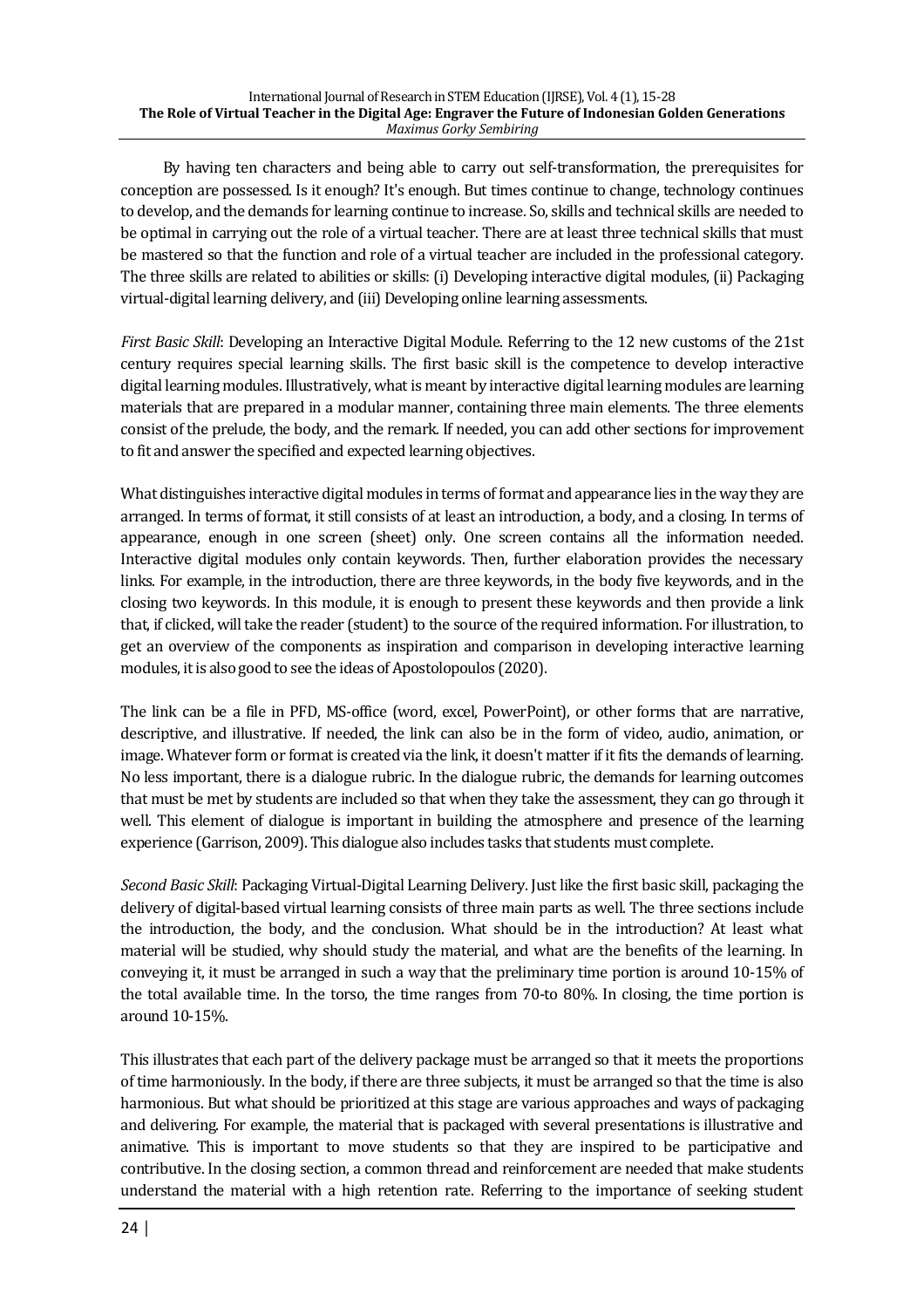By having ten characters and being able to carry out self-transformation, the prerequisites for conception are possessed. Is it enough? It's enough. But times continue to change, technology continues to develop, and the demands for learning continue to increase. So, skills and technical skills are needed to be optimal in carrying out the role of a virtual teacher. There are at least three technical skills that must be mastered so that the function and role of a virtual teacher are included in the professional category. The three skills are related to abilities or skills: (i) Developing interactive digital modules, (ii) Packaging virtual-digital learning delivery, and (iii) Developing online learning assessments.

*First Basic Skill*: Developing an Interactive Digital Module. Referring to the 12 new customs of the 21st century requires special learning skills. The first basic skill is the competence to develop interactive digital learning modules. Illustratively, what is meant by interactive digital learning modules are learning materials that are prepared in a modular manner, containing three main elements. The three elements consist of the prelude, the body, and the remark. If needed, you can add other sections for improvement to fit and answer the specified and expected learning objectives.

What distinguishes interactive digital modules in terms of format and appearance lies in the way they are arranged. In terms of format, it still consists of at least an introduction, a body, and a closing. In terms of appearance, enough in one screen (sheet) only. One screen contains all the information needed. Interactive digital modules only contain keywords. Then, further elaboration provides the necessary links. For example, in the introduction, there are three keywords, in the body five keywords, and in the closing two keywords. In this module, it is enough to present these keywords and then provide a link that, if clicked, will take the reader (student) to the source of the required information. For illustration, to get an overview of the components as inspiration and comparison in developing interactive learning modules, it is also good to see the ideas of Apostolopoulos (2020).

The link can be a file in PFD, MS-office (word, excel, PowerPoint), or other forms that are narrative, descriptive, and illustrative. If needed, the link can also be in the form of video, audio, animation, or image. Whatever form or format is created via the link, it doesn't matter if it fits the demands of learning. No less important, there is a dialogue rubric. In the dialogue rubric, the demands for learning outcomes that must be met by students are included so that when they take the assessment, they can go through it well. This element of dialogue is important in building the atmosphere and presence of the learning experience (Garrison, 2009). This dialogue also includes tasks that students must complete.

*Second Basic Skill*: Packaging Virtual-Digital Learning Delivery. Just like the first basic skill, packaging the delivery of digital-based virtual learning consists of three main parts as well. The three sections include the introduction, the body, and the conclusion. What should be in the introduction? At least what material will be studied, why should study the material, and what are the benefits of the learning. In conveying it, it must be arranged in such a way that the preliminary time portion is around 10-15% of the total available time. In the torso, the time ranges from 70-to 80%. In closing, the time portion is around 10-15%.

This illustrates that each part of the delivery package must be arranged so that it meets the proportions of time harmoniously. In the body, if there are three subjects, it must be arranged so that the time is also harmonious. But what should be prioritized at this stage are various approaches and ways of packaging and delivering. For example, the material that is packaged with several presentations is illustrative and animative. This is important to move students so that they are inspired to be participative and contributive. In the closing section, a common thread and reinforcement are needed that make students understand the material with a high retention rate. Referring to the importance of seeking student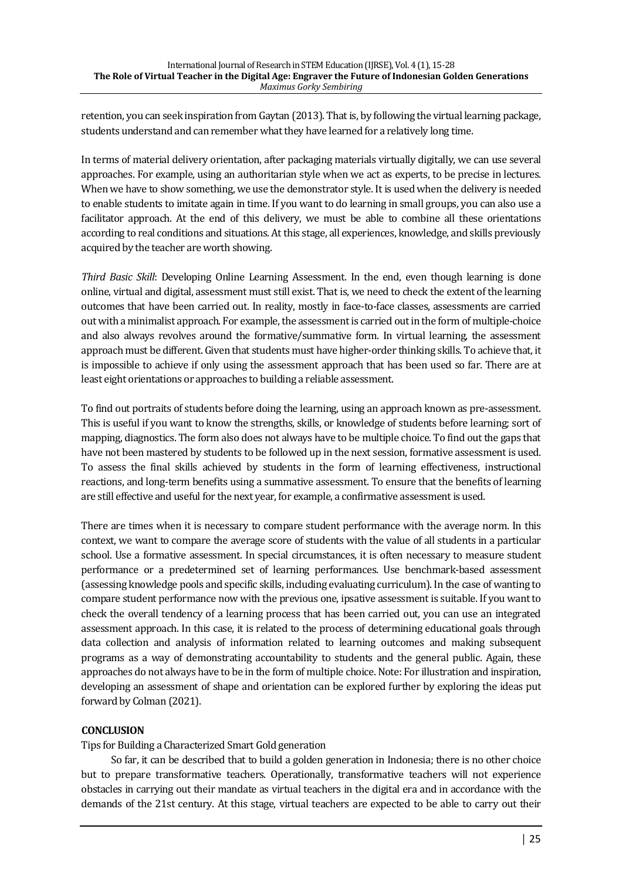retention, you can seek inspiration from Gaytan (2013). That is, by following the virtual learning package, students understand and can remember what they have learned for a relatively long time.

In terms of material delivery orientation, after packaging materials virtually digitally, we can use several approaches. For example, using an authoritarian style when we act as experts, to be precise in lectures. When we have to show something, we use the demonstrator style. It is used when the delivery is needed to enable students to imitate again in time. If you want to do learning in small groups, you can also use a facilitator approach. At the end of this delivery, we must be able to combine all these orientations according to real conditions and situations. At this stage, all experiences, knowledge, and skills previously acquired by the teacher are worth showing.

*Third Basic Skill*: Developing Online Learning Assessment. In the end, even though learning is done online, virtual and digital, assessment must still exist. That is, we need to check the extent of the learning outcomes that have been carried out. In reality, mostly in face-to-face classes, assessments are carried out with a minimalist approach. For example, the assessment is carried out in the form of multiple-choice and also always revolves around the formative/summative form. In virtual learning, the assessment approach must be different. Given that students must have higher-order thinking skills. To achieve that, it is impossible to achieve if only using the assessment approach that has been used so far. There are at least eight orientations or approaches to building a reliable assessment.

To find out portraits of students before doing the learning, using an approach known as pre-assessment. This is useful if you want to know the strengths, skills, or knowledge of students before learning; sort of mapping, diagnostics. The form also does not always have to be multiple choice. To find out the gaps that have not been mastered by students to be followed up in the next session, formative assessment is used. To assess the final skills achieved by students in the form of learning effectiveness, instructional reactions, and long-term benefits using a summative assessment. To ensure that the benefits of learning are still effective and useful for the next year, for example, a confirmative assessment is used.

There are times when it is necessary to compare student performance with the average norm. In this context, we want to compare the average score of students with the value of all students in a particular school. Use a formative assessment. In special circumstances, it is often necessary to measure student performance or a predetermined set of learning performances. Use benchmark-based assessment (assessing knowledge pools and specific skills, including evaluating curriculum). In the case of wanting to compare student performance now with the previous one, ipsative assessment is suitable. If you want to check the overall tendency of a learning process that has been carried out, you can use an integrated assessment approach. In this case, it is related to the process of determining educational goals through data collection and analysis of information related to learning outcomes and making subsequent programs as a way of demonstrating accountability to students and the general public. Again, these approaches do not always have to be in the form of multiple choice. Note: For illustration and inspiration, developing an assessment of shape and orientation can be explored further by exploring the ideas put forward by Colman (2021).

## CONCLUSION

Tips for Building a Characterized Smart Gold generation

So far, it can be described that to build a golden generation in Indonesia; there is no other choice but to prepare transformative teachers. Operationally, transformative teachers will not experience obstacles in carrying out their mandate as virtual teachers in the digital era and in accordance with the demands of the 21st century. At this stage, virtual teachers are expected to be able to carry out their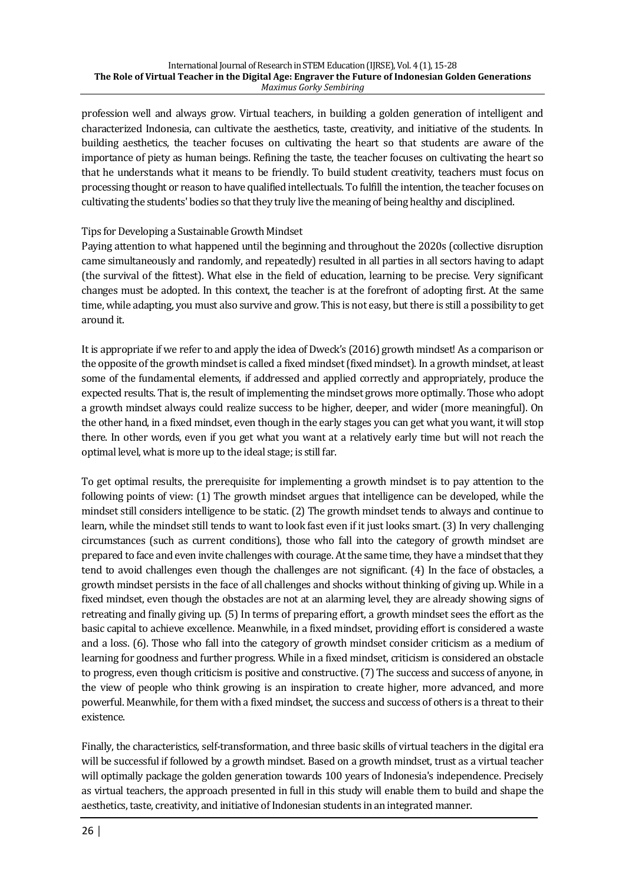profession well and always grow. Virtual teachers, in building a golden generation of intelligent and characterized Indonesia, can cultivate the aesthetics, taste, creativity, and initiative of the students. In building aesthetics, the teacher focuses on cultivating the heart so that students are aware of the importance of piety as human beings. Refining the taste, the teacher focuses on cultivating the heart so that he understands what it means to be friendly. To build student creativity, teachers must focus on processing thought or reason to have qualified intellectuals. To fulfill the intention, the teacher focuses on cultivating the students' bodies so that they truly live the meaning of being healthy and disciplined.

### Tips for Developing a Sustainable Growth Mindset

Paying attention to what happened until the beginning and throughout the 2020s (collective disruption came simultaneously and randomly, and repeatedly) resulted in all parties in all sectors having to adapt (the survival of the fittest). What else in the field of education, learning to be precise. Very significant changes must be adopted. In this context, the teacher is at the forefront of adopting first. At the same time, while adapting, you must also survive and grow. This is not easy, but there is still a possibility to get around it.

It is appropriate if we refer to and apply the idea of Dweck's (2016) growth mindset! As a comparison or the opposite of the growth mindset is called a fixed mindset (fixed mindset). In a growth mindset, at least some of the fundamental elements, if addressed and applied correctly and appropriately, produce the expected results. That is, the result of implementing the mindset grows more optimally. Those who adopt a growth mindset always could realize success to be higher, deeper, and wider (more meaningful). On the other hand, in a fixed mindset, even though in the early stages you can get what you want, it will stop there. In other words, even if you get what you want at a relatively early time but will not reach the optimal level, what is more up to the ideal stage; is still far.

To get optimal results, the prerequisite for implementing a growth mindset is to pay attention to the following points of view: (1) The growth mindset argues that intelligence can be developed, while the mindset still considers intelligence to be static. (2) The growth mindset tends to always and continue to learn, while the mindset still tends to want to look fast even if it just looks smart. (3) In very challenging circumstances (such as current conditions), those who fall into the category of growth mindset are prepared to face and even invite challenges with courage. At the same time, they have a mindset that they tend to avoid challenges even though the challenges are not significant. (4) In the face of obstacles, a growth mindset persists in the face of all challenges and shocks without thinking of giving up. While in a fixed mindset, even though the obstacles are not at an alarming level, they are already showing signs of retreating and finally giving up. (5) In terms of preparing effort, a growth mindset sees the effort as the basic capital to achieve excellence. Meanwhile, in a fixed mindset, providing effort is considered a waste and a loss. (6). Those who fall into the category of growth mindset consider criticism as a medium of learning for goodness and further progress. While in a fixed mindset, criticism is considered an obstacle to progress, even though criticism is positive and constructive. (7) The success and success of anyone, in the view of people who think growing is an inspiration to create higher, more advanced, and more powerful. Meanwhile, for them with a fixed mindset, the success and success of others is a threat to their existence.

Finally, the characteristics, self-transformation, and three basic skills of virtual teachers in the digital era will be successful if followed by a growth mindset. Based on a growth mindset, trust as a virtual teacher will optimally package the golden generation towards 100 years of Indonesia's independence. Precisely as virtual teachers, the approach presented in full in this study will enable them to build and shape the aesthetics, taste, creativity, and initiative of Indonesian students in an integrated manner.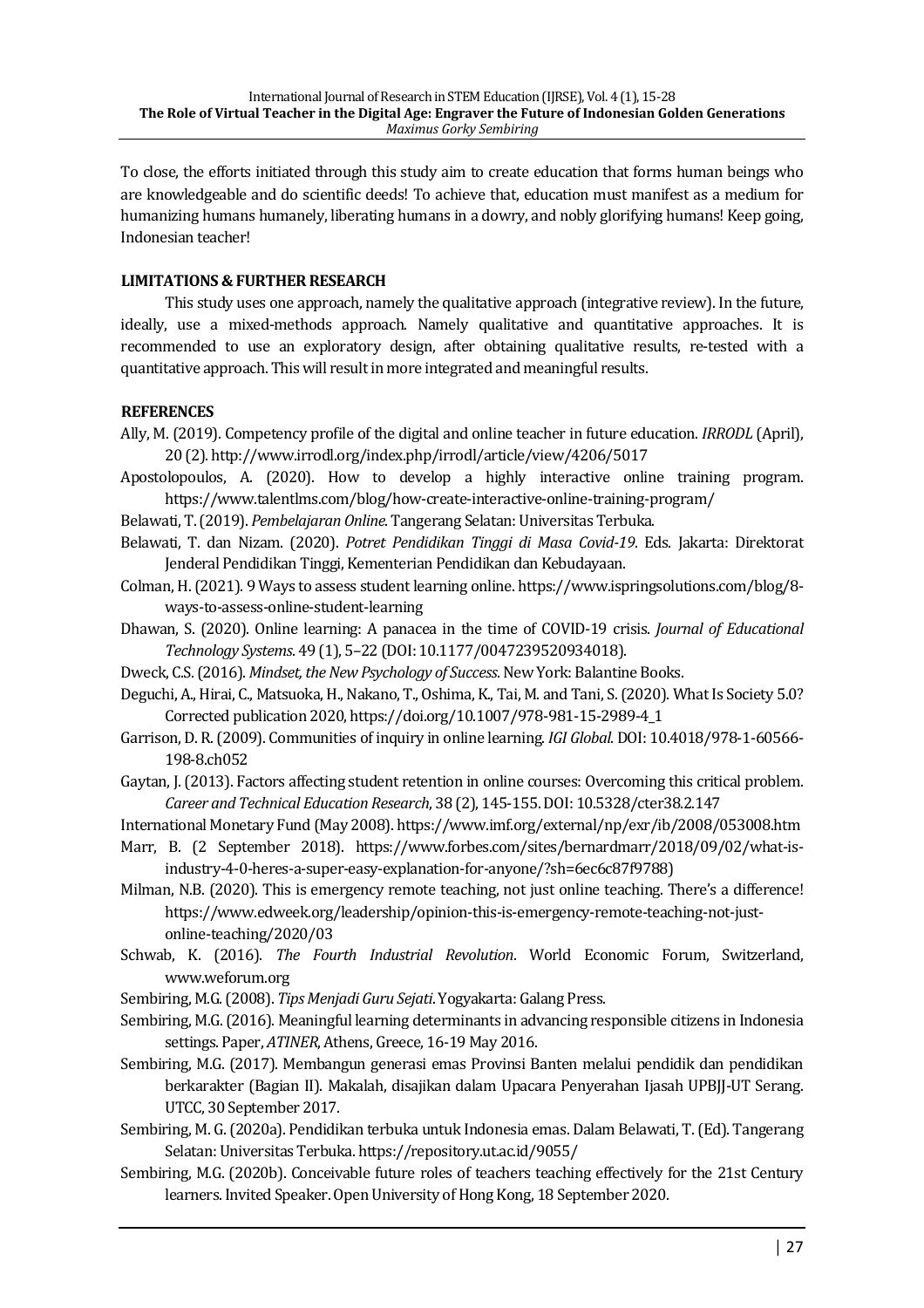To close, the efforts initiated through this study aim to create education that forms human beings who are knowledgeable and do scientific deeds! To achieve that, education must manifest as a medium for humanizing humans humanely, liberating humans in a dowry, and nobly glorifying humans! Keep going, Indonesian teacher!

## LIMITATIONS & FURTHER RESEARCH

This study uses one approach, namely the qualitative approach (integrative review). In the future, ideally, use a mixed-methods approach. Namely qualitative and quantitative approaches. It is recommended to use an exploratory design, after obtaining qualitative results, re-tested with a quantitative approach. This will result in more integrated and meaningful results.

## REFERENCES

Ally, M. (2019). Competency profile of the digital and online teacher in future education. *IRRODL* (April), 20 (2). http://www.irrodl.org/index.php/irrodl/article/view/4206/5017

Apostolopoulos, A. (2020). How to develop a highly interactive online training program. https://www.talentlms.com/blog/how-create-interactive-online-training-program/

Belawati, T. (2019). *Pembelajaran Online*. Tangerang Selatan: Universitas Terbuka.

Belawati, T. dan Nizam. (2020). *Potret Pendidikan Tinggi di Masa Covid-19*. Eds. Jakarta: Direktorat Jenderal Pendidikan Tinggi, Kementerian Pendidikan dan Kebudayaan.

Colman, H. (2021). 9 Ways to assess student learning online. https://www.ispringsolutions.com/blog/8-ways-to-assess-online-student-learning

Dhawan, S. (2020). Online learning: A panacea in the time of COVID-19 crisis. *Journal of Educational Technology Systems*. 49 (1), 5–22 (DOI: 10.1177/0047239520934018).

Dweck, C.S. (2016). *Mindset, the New Psychology of Success*. New York: Balantine Books.

Deguchi, A., Hirai, C., Matsuoka, H., Nakano, T., Oshima, K., Tai, M. and Tani, S. (2020). What Is Society 5.0? Corrected publication 2020, https://doi.org/10.1007/978-981-15-2989-4_1

Garrison, D. R. (2009). Communities of inquiry in online learning. *IGI Global*. DOI: 10.4018/978-1-60566-198-8.ch052

Gaytan, J. (2013). Factors affecting student retention in online courses: Overcoming this critical problem. *Career and Technical Education Research*, 38 (2), 145-155. DOI: 10.5328/cter38.2.147

International Monetary Fund (May 2008). https://www.imf.org/external/np/exr/ib/2008/053008.htm

Marr, B. (2 September 2018). https://www.forbes.com/sites/bernardmarr/2018/09/02/what-is-industry-4-0-heres-a-super-easy-explanation-for-anyone/?sh=6ec6c87f9788)

Milman, N.B. (2020). This is emergency remote teaching, not just online teaching. There's a difference! https://www.edweek.org/leadership/opinion-this-is-emergency-remote-teaching-not-just-online-teaching/2020/03

Schwab, K. (2016). *The Fourth Industrial Revolution*. World Economic Forum, Switzerland, www.weforum.org

Sembiring, M.G. (2008). *Tips Menjadi Guru Sejati*. Yogyakarta: Galang Press.

Sembiring, M.G. (2016). Meaningful learning determinants in advancing responsible citizens in Indonesia settings. Paper, *ATINER*, Athens, Greece, 16-19 May 2016.

Sembiring, M.G. (2017). Membangun generasi emas Provinsi Banten melalui pendidik dan pendidikan berkarakter (Bagian II). Makalah, disajikan dalam Upacara Penyerahan Ijasah UPBJJ-UT Serang. UTCC, 30 September 2017.

Sembiring, M. G. (2020a). Pendidikan terbuka untuk Indonesia emas. Dalam Belawati, T. (Ed). Tangerang Selatan: Universitas Terbuka. https://repository.ut.ac.id/9055/

Sembiring, M.G. (2020b). Conceivable future roles of teachers teaching effectively for the 21st Century learners. Invited Speaker. Open University of Hong Kong, 18 September 2020.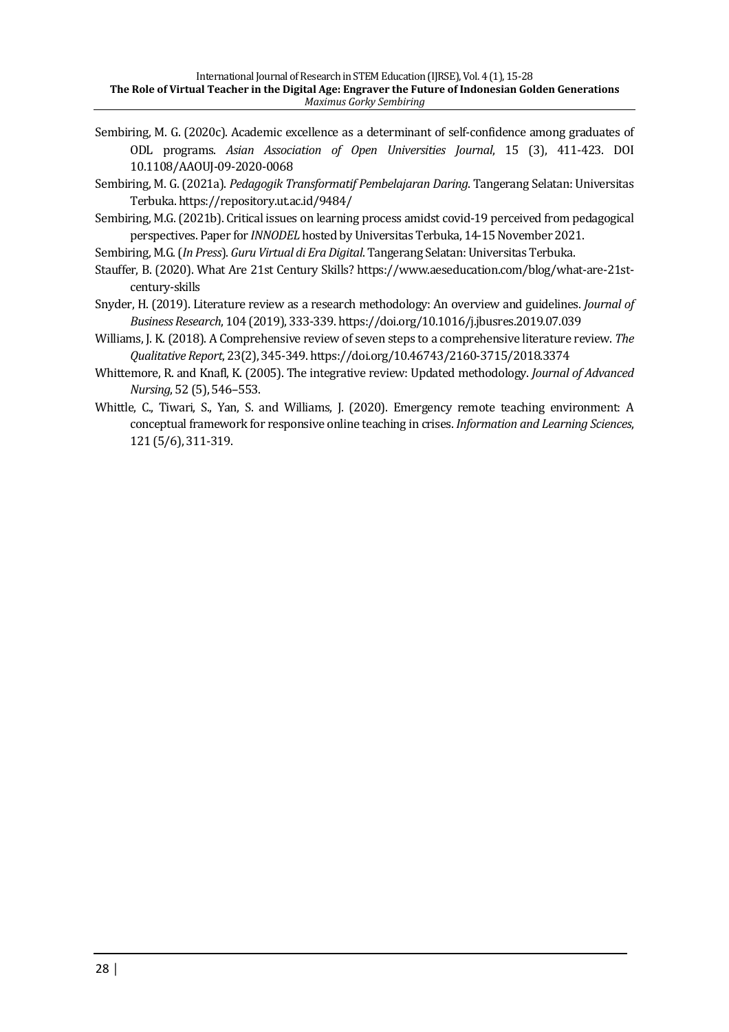Sembiring, M. G. (2020c). Academic excellence as a determinant of self-confidence among graduates of ODL programs. *Asian Association of Open Universities Journal*, 15 (3), 411-423. DOI 10.1108/AAOUJ-09-2020-0068

Sembiring, M. G. (2021a). *Pedagogik Transformatif Pembelajaran Daring*. Tangerang Selatan: Universitas Terbuka. https://repository.ut.ac.id/9484/

Sembiring, M.G. (2021b). Critical issues on learning process amidst covid-19 perceived from pedagogical perspectives. Paper for *INNODEL* hosted by Universitas Terbuka, 14-15 November 2021.

Sembiring, M.G. (*In Press*). *Guru Virtual di Era Digital*. Tangerang Selatan: Universitas Terbuka.

Stauffer, B. (2020). What Are 21st Century Skills? https://www.aeseducation.com/blog/what-are-21st-century-skills

Snyder, H. (2019). Literature review as a research methodology: An overview and guidelines. *Journal of Business Research*, 104 (2019), 333-339. https://doi.org/10.1016/j.jbusres.2019.07.039

Williams, J. K. (2018). A Comprehensive review of seven steps to a comprehensive literature review. *The Qualitative Report*, 23(2), 345-349. https://doi.org/10.46743/2160-3715/2018.3374

Whittemore, R. and Knafl, K. (2005). The integrative review: Updated methodology. *Journal of Advanced Nursing*, 52 (5), 546–553.

Whittle, C., Tiwari, S., Yan, S. and Williams, J. (2020). Emergency remote teaching environment: A conceptual framework for responsive online teaching in crises. *Information and Learning Sciences*, 121 (5/6), 311-319.